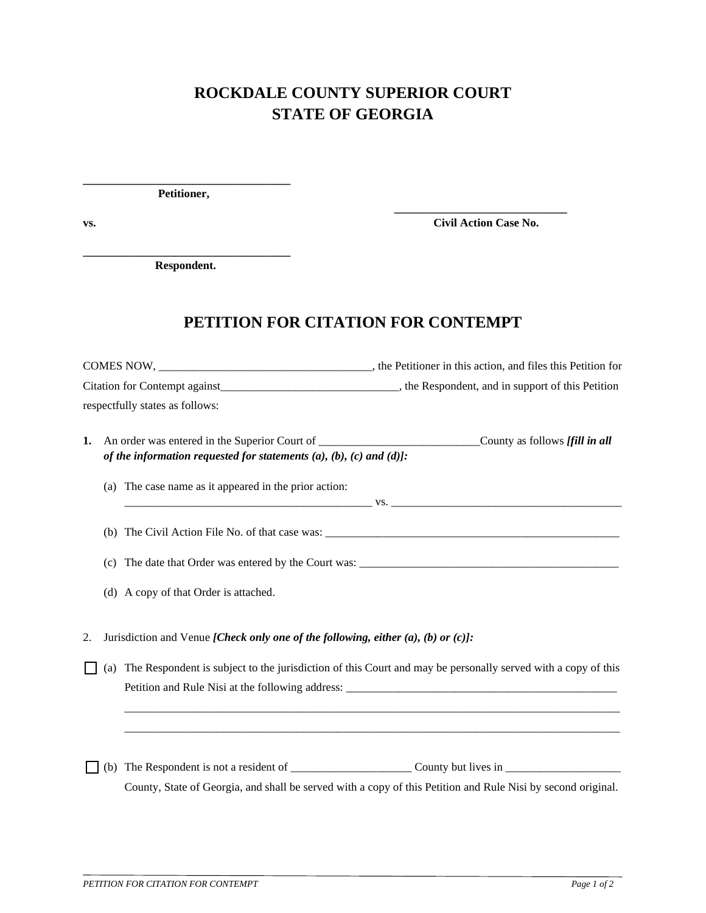# ROCKDALE COUNTY SUPERIOR COURT
# STATE OF GEORGIA

\_\_\_\_\_\_\_\_\_\_\_\_\_\_\_\_\_\_\_\_\_\_\_\_\_\_\_\_\_\_\_\_\_\_\_\_
**Petitioner,**

**vs.** \_\_\_\_\_\_\_\_\_\_\_\_\_\_\_\_\_\_\_\_\_\_\_\_\_\_\_\_\_\_
**Civil Action Case No.**

\_\_\_\_\_\_\_\_\_\_\_\_\_\_\_\_\_\_\_\_\_\_\_\_\_\_\_\_\_\_\_\_\_\_\_\_
**Respondent.**

## PETITION FOR CITATION FOR CONTEMPT

COMES NOW, \_\_\_\_\_\_\_\_\_\_\_\_\_\_\_\_\_\_\_\_\_\_\_\_\_\_\_\_\_\_\_\_\_\_\_\_\_, the Petitioner in this action, and files this Petition for Citation for Contempt against\_\_\_\_\_\_\_\_\_\_\_\_\_\_\_\_\_\_\_\_\_\_\_\_\_\_\_\_\_\_\_\_, the Respondent, and in support of this Petition respectfully states as follows:

**1.** An order was entered in the Superior Court of \_\_\_\_\_\_\_\_\_\_\_\_\_\_\_\_\_\_\_\_\_\_\_\_\_\_\_\_County as follows ***[fill in all of the information requested for statements (a), (b), (c) and (d)]:***

(a) The case name as it appeared in the prior action:
\_\_\_\_\_\_\_\_\_\_\_\_\_\_\_\_\_\_\_\_\_\_\_\_\_\_\_\_\_\_\_\_\_\_\_\_\_\_\_\_\_\_\_\_ vs. \_\_\_\_\_\_\_\_\_\_\_\_\_\_\_\_\_\_\_\_\_\_\_\_\_\_\_\_\_\_\_\_\_\_\_\_\_\_\_\_\_\_

(b) The Civil Action File No. of that case was: \_\_\_\_\_\_\_\_\_\_\_\_\_\_\_\_\_\_\_\_\_\_\_\_\_\_\_\_\_\_\_\_\_\_\_\_\_\_\_\_\_\_\_\_\_\_\_\_\_\_\_

(c) The date that Order was entered by the Court was: \_\_\_\_\_\_\_\_\_\_\_\_\_\_\_\_\_\_\_\_\_\_\_\_\_\_\_\_\_\_\_\_\_\_\_\_\_\_\_\_\_\_\_\_\_

(d) A copy of that Order is attached.

2. Jurisdiction and Venue ***[Check only one of the following, either (a), (b) or (c)]:***

☐ (a) The Respondent is subject to the jurisdiction of this Court and may be personally served with a copy of this Petition and Rule Nisi at the following address: \_\_\_\_\_\_\_\_\_\_\_\_\_\_\_\_\_\_\_\_\_\_\_\_\_\_\_\_\_\_\_\_\_\_\_\_\_\_\_\_\_\_\_\_\_\_\_\_
\_\_\_\_\_\_\_\_\_\_\_\_\_\_\_\_\_\_\_\_\_\_\_\_\_\_\_\_\_\_\_\_\_\_\_\_\_\_\_\_\_\_\_\_\_\_\_\_\_\_\_\_\_\_\_\_\_\_\_\_\_\_\_\_\_\_\_\_\_\_\_\_\_\_\_\_\_\_\_\_\_\_\_\_\_\_
\_\_\_\_\_\_\_\_\_\_\_\_\_\_\_\_\_\_\_\_\_\_\_\_\_\_\_\_\_\_\_\_\_\_\_\_\_\_\_\_\_\_\_\_\_\_\_\_\_\_\_\_\_\_\_\_\_\_\_\_\_\_\_\_\_\_\_\_\_\_\_\_\_\_\_\_\_\_\_\_\_\_\_\_\_\_

☐ (b) The Respondent is not a resident of \_\_\_\_\_\_\_\_\_\_\_\_\_\_\_\_\_\_\_\_\_ County but lives in \_\_\_\_\_\_\_\_\_\_\_\_\_\_\_\_\_\_\_\_ County, State of Georgia, and shall be served with a copy of this Petition and Rule Nisi by second original.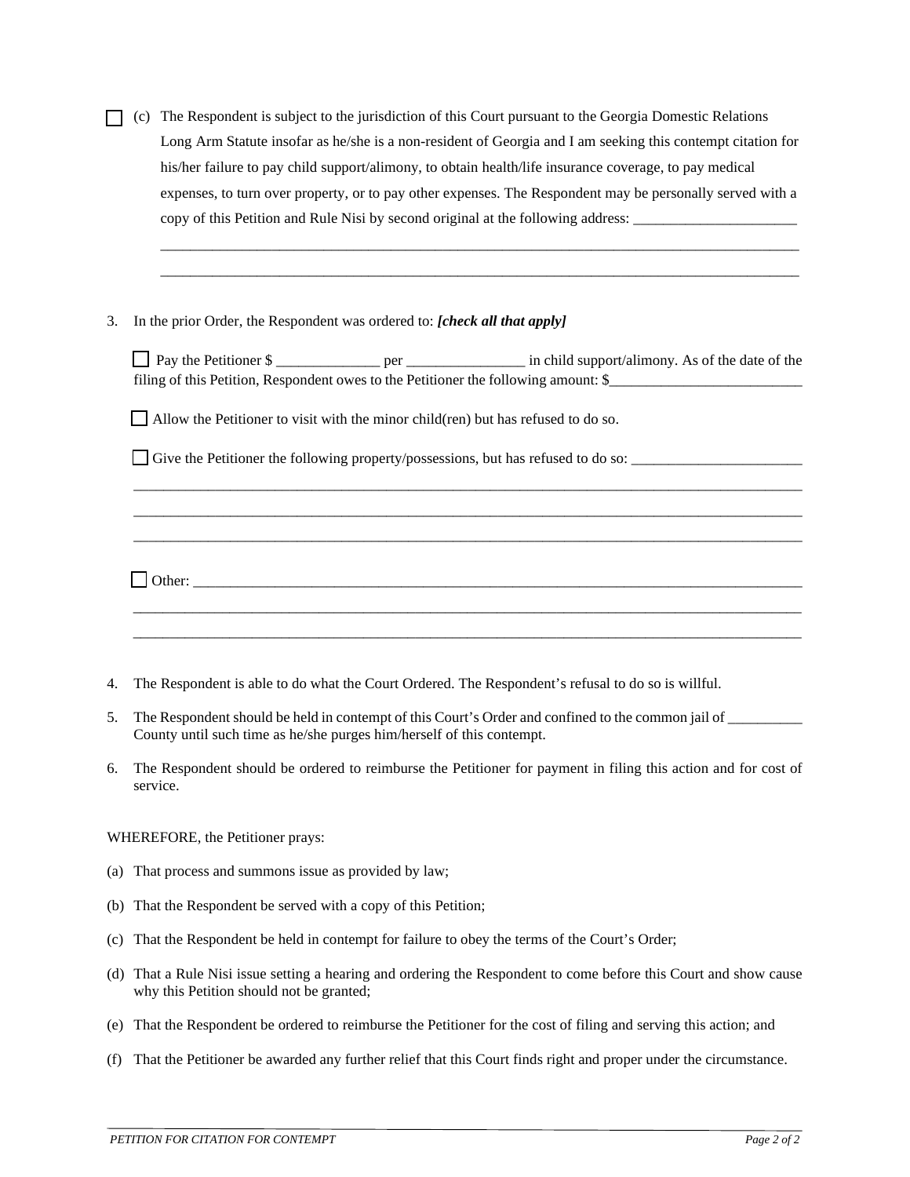☐ (c) The Respondent is subject to the jurisdiction of this Court pursuant to the Georgia Domestic Relations Long Arm Statute insofar as he/she is a non-resident of Georgia and I am seeking this contempt citation for his/her failure to pay child support/alimony, to obtain health/life insurance coverage, to pay medical expenses, to turn over property, or to pay other expenses. The Respondent may be personally served with a copy of this Petition and Rule Nisi by second original at the following address: ______________________

_____________________________________________________________________________________________

_____________________________________________________________________________________________

3. In the prior Order, the Respondent was ordered to: ***[check all that apply]***

   ☐ Pay the Petitioner $ ______________ per ________________ in child support/alimony. As of the date of the filing of this Petition, Respondent owes to the Petitioner the following amount: $__________________________

   ☐ Allow the Petitioner to visit with the minor child(ren) but has refused to do so.

   ☐ Give the Petitioner the following property/possessions, but has refused to do so: _______________________

   _____________________________________________________________________________________________

   _____________________________________________________________________________________________

   _____________________________________________________________________________________________

   ☐ Other: ______________________________________________________________________________________

   _____________________________________________________________________________________________

   _____________________________________________________________________________________________

4. The Respondent is able to do what the Court Ordered. The Respondent's refusal to do so is willful.

5. The Respondent should be held in contempt of this Court's Order and confined to the common jail of __________ County until such time as he/she purges him/herself of this contempt.

6. The Respondent should be ordered to reimburse the Petitioner for payment in filing this action and for cost of service.

WHEREFORE, the Petitioner prays:

(a) That process and summons issue as provided by law;

(b) That the Respondent be served with a copy of this Petition;

(c) That the Respondent be held in contempt for failure to obey the terms of the Court's Order;

(d) That a Rule Nisi issue setting a hearing and ordering the Respondent to come before this Court and show cause why this Petition should not be granted;

(e) That the Respondent be ordered to reimburse the Petitioner for the cost of filing and serving this action; and

(f) That the Petitioner be awarded any further relief that this Court finds right and proper under the circumstance.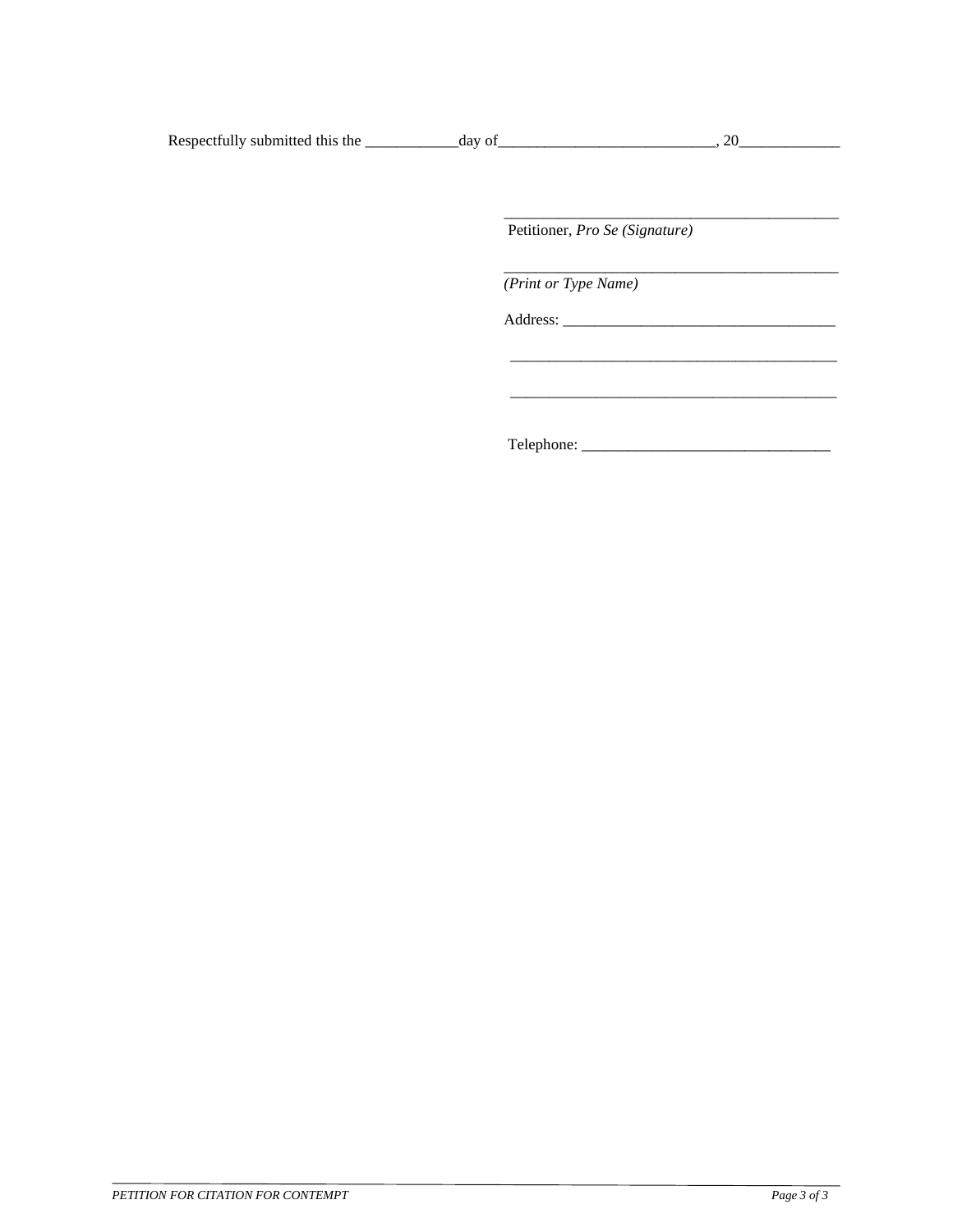Respectfully submitted this the ____________day of____________________________, 20_____________

_____________________________________________
Petitioner, *Pro Se (Signature)*

_____________________________________________
*(Print or Type Name)*

Address: ___________________________________

___________________________________________

___________________________________________

Telephone: ________________________________